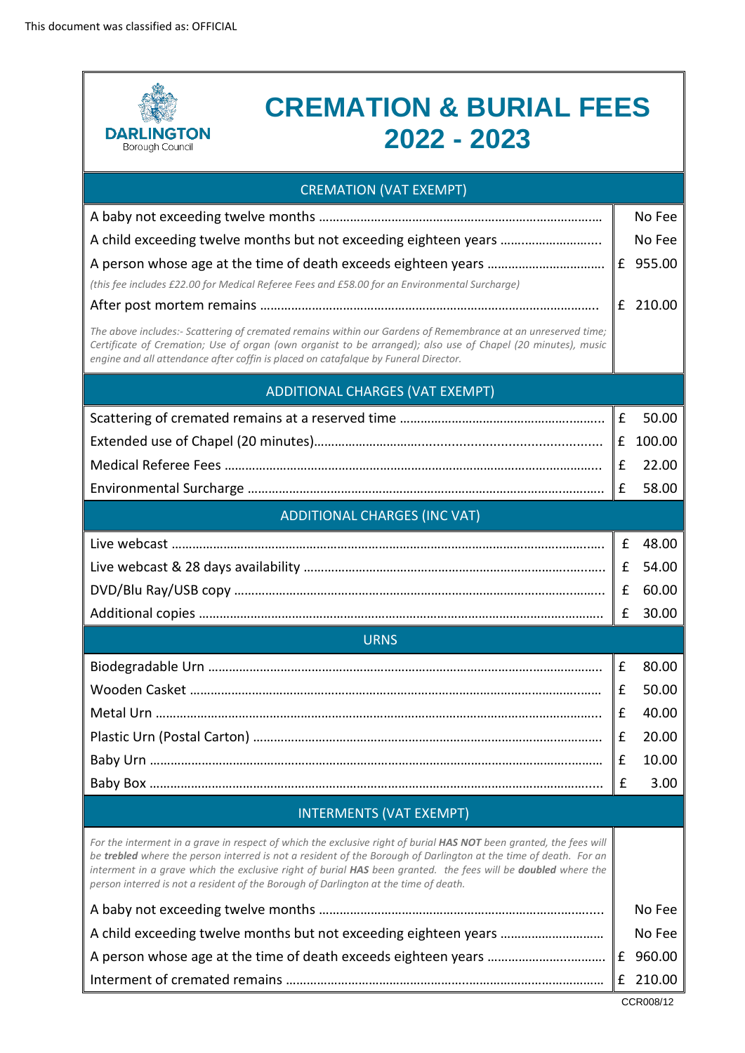This document was classified as: OFFICIAL

DARLINGTON Borough Council

# CREMATION & BURIAL FEES 2022 - 2023

## CREMATION (VAT EXEMPT)

| Item | Fee |
|---|---|
| A baby not exceeding twelve months | No Fee |
| A child exceeding twelve months but not exceeding eighteen years | No Fee |
| A person whose age at the time of death exceeds eighteen years | £ 955.00 |
| *(this fee includes £22.00 for Medical Referee Fees and £58.00 for an Environmental Surcharge)* | |
| After post mortem remains | £ 210.00 |
| *The above includes:- Scattering of cremated remains within our Gardens of Remembrance at an unreserved time; Certificate of Cremation; Use of organ (own organist to be arranged); also use of Chapel (20 minutes), music engine and all attendance after coffin is placed on catafalque by Funeral Director.* | |

## ADDITIONAL CHARGES (VAT EXEMPT)

| Item | Fee |
|---|---|
| Scattering of cremated remains at a reserved time | £ 50.00 |
| Extended use of Chapel (20 minutes) | £ 100.00 |
| Medical Referee Fees | £ 22.00 |
| Environmental Surcharge | £ 58.00 |

## ADDITIONAL CHARGES (INC VAT)

| Item | Fee |
|---|---|
| Live webcast | £ 48.00 |
| Live webcast & 28 days availability | £ 54.00 |
| DVD/Blu Ray/USB copy | £ 60.00 |
| Additional copies | £ 30.00 |

## URNS

| Item | Fee |
|---|---|
| Biodegradable Urn | £ 80.00 |
| Wooden Casket | £ 50.00 |
| Metal Urn | £ 40.00 |
| Plastic Urn (Postal Carton) | £ 20.00 |
| Baby Urn | £ 10.00 |
| Baby Box | £ 3.00 |

## INTERMENTS (VAT EXEMPT)

*For the interment in a grave in respect of which the exclusive right of burial **HAS NOT** been granted, the fees will be **trebled** where the person interred is not a resident of the Borough of Darlington at the time of death. For an interment in a grave which the exclusive right of burial **HAS** been granted. the fees will be **doubled** where the person interred is not a resident of the Borough of Darlington at the time of death.*

| Item | Fee |
|---|---|
| A baby not exceeding twelve months | No Fee |
| A child exceeding twelve months but not exceeding eighteen years | No Fee |
| A person whose age at the time of death exceeds eighteen years | £ 960.00 |
| Interment of cremated remains | £ 210.00 |

CCR008/12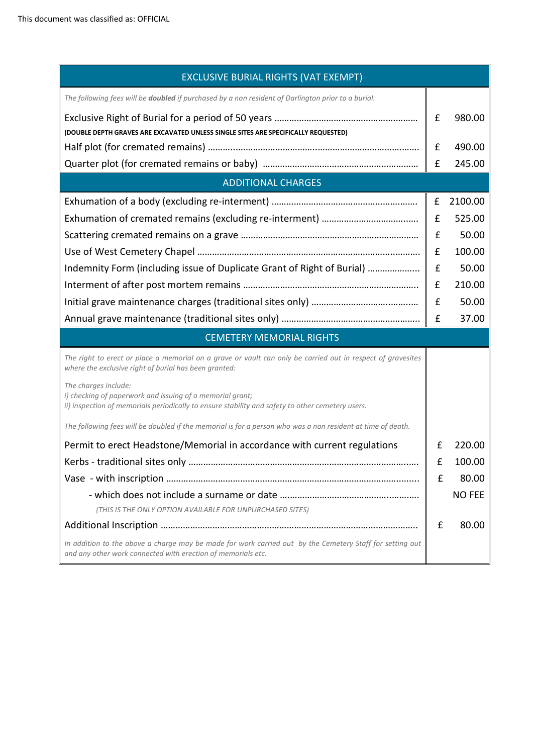This document was classified as: OFFICIAL

| EXCLUSIVE BURIAL RIGHTS (VAT EXEMPT) | | |
|---|---|---|
| *The following fees will be **doubled** if purchased by a non resident of Darlington prior to a burial.* | | |
| Exclusive Right of Burial for a period of 50 years ……………………………………………… **(DOUBLE DEPTH GRAVES ARE EXCAVATED UNLESS SINGLE SITES ARE SPECIFICALLY REQUESTED)** | £ | 980.00 |
| Half plot (for cremated remains) ……………………………………………………………………… | £ | 490.00 |
| Quarter plot (for cremated remains or baby) …………………………………………………… | £ | 245.00 |
| **ADDITIONAL CHARGES** | | |
| Exhumation of a body (excluding re-interment) ……………………………………………… | £ | 2100.00 |
| Exhumation of cremated remains (excluding re-interment) ……………………………… | £ | 525.00 |
| Scattering cremated remains on a grave ………………………………………………………… | £ | 50.00 |
| Use of West Cemetery Chapel …………………………………………………………………………… | £ | 100.00 |
| Indemnity Form (including issue of Duplicate Grant of Right of Burial) ………………… | £ | 50.00 |
| Interment of after post mortem remains ……………………………………………………… | £ | 210.00 |
| Initial grave maintenance charges (traditional sites only) …………………………………… | £ | 50.00 |
| Annual grave maintenance (traditional sites only) ………………………………………………… | £ | 37.00 |
| **CEMETERY MEMORIAL RIGHTS** | | |
| *The right to erect or place a memorial on a grave or vault can only be carried out in respect of gravesites where the exclusive right of burial has been granted:* *The charges include:* *i) checking of paperwork and issuing of a memorial grant;* *ii) inspection of memorials periodically to ensure stability and safety to other cemetery users.* *The following fees will be doubled if the memorial is for a person who was a non resident at time of death.* | | |
| Permit to erect Headstone/Memorial in accordance with current regulations | £ | 220.00 |
| Kerbs - traditional sites only ………………………………………………………………………………… | £ | 100.00 |
| Vase - with inscription …………………………………………………………………………………………… | £ | 80.00 |
| - which does not include a surname or date ……………………………………………… *(THIS IS THE ONLY OPTION AVAILABLE FOR UNPURCHASED SITES)* | | NO FEE |
| Additional Inscription ……………………………………………………………………………………………… | £ | 80.00 |
| *In addition to the above a charge may be made for work carried out by the Cemetery Staff for setting out and any other work connected with erection of memorials etc.* | | |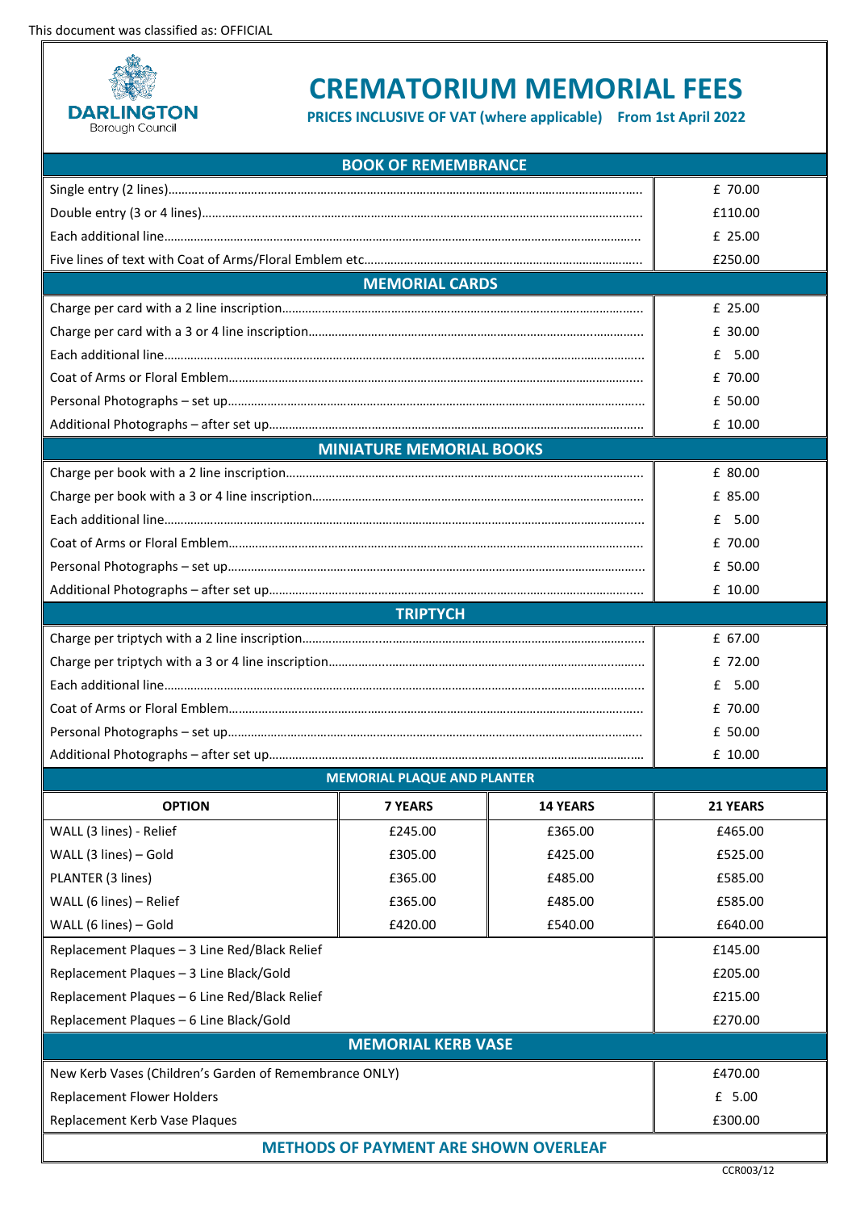This document was classified as: OFFICIAL

DARLINGTON Borough Council

# CREMATORIUM MEMORIAL FEES

**PRICES INCLUSIVE OF VAT (where applicable) From 1st April 2022**

## BOOK OF REMEMBRANCE

| Item | Price |
|---|---|
| Single entry (2 lines) | £ 70.00 |
| Double entry (3 or 4 lines) | £110.00 |
| Each additional line | £ 25.00 |
| Five lines of text with Coat of Arms/Floral Emblem etc | £250.00 |

## MEMORIAL CARDS

| Item | Price |
|---|---|
| Charge per card with a 2 line inscription | £ 25.00 |
| Charge per card with a 3 or 4 line inscription | £ 30.00 |
| Each additional line | £ 5.00 |
| Coat of Arms or Floral Emblem | £ 70.00 |
| Personal Photographs – set up | £ 50.00 |
| Additional Photographs – after set up | £ 10.00 |

## MINIATURE MEMORIAL BOOKS

| Item | Price |
|---|---|
| Charge per book with a 2 line inscription | £ 80.00 |
| Charge per book with a 3 or 4 line inscription | £ 85.00 |
| Each additional line | £ 5.00 |
| Coat of Arms or Floral Emblem | £ 70.00 |
| Personal Photographs – set up | £ 50.00 |
| Additional Photographs – after set up | £ 10.00 |

## TRIPTYCH

| Item | Price |
|---|---|
| Charge per triptych with a 2 line inscription | £ 67.00 |
| Charge per triptych with a 3 or 4 line inscription | £ 72.00 |
| Each additional line | £ 5.00 |
| Coat of Arms or Floral Emblem | £ 70.00 |
| Personal Photographs – set up | £ 50.00 |
| Additional Photographs – after set up | £ 10.00 |

## MEMORIAL PLAQUE AND PLANTER

| OPTION | 7 YEARS | 14 YEARS | 21 YEARS |
|---|---|---|---|
| WALL (3 lines) - Relief | £245.00 | £365.00 | £465.00 |
| WALL (3 lines) – Gold | £305.00 | £425.00 | £525.00 |
| PLANTER (3 lines) | £365.00 | £485.00 | £585.00 |
| WALL (6 lines) – Relief | £365.00 | £485.00 | £585.00 |
| WALL (6 lines) – Gold | £420.00 | £540.00 | £640.00 |

| Item | Price |
|---|---|
| Replacement Plaques – 3 Line Red/Black Relief | £145.00 |
| Replacement Plaques – 3 Line Black/Gold | £205.00 |
| Replacement Plaques – 6 Line Red/Black Relief | £215.00 |
| Replacement Plaques – 6 Line Black/Gold | £270.00 |

## MEMORIAL KERB VASE

| Item | Price |
|---|---|
| New Kerb Vases (Children's Garden of Remembrance ONLY) | £470.00 |
| Replacement Flower Holders | £ 5.00 |
| Replacement Kerb Vase Plaques | £300.00 |

**METHODS OF PAYMENT ARE SHOWN OVERLEAF**

CCR003/12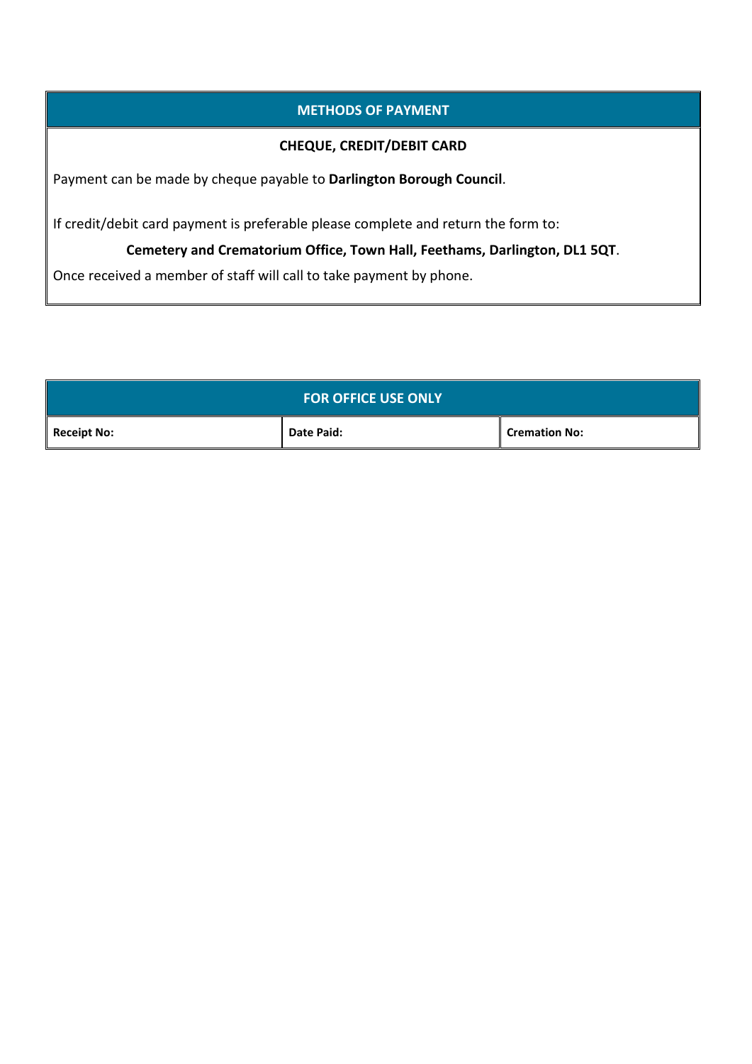## METHODS OF PAYMENT

**CHEQUE, CREDIT/DEBIT CARD**

Payment can be made by cheque payable to **Darlington Borough Council**.

If credit/debit card payment is preferable please complete and return the form to:

**Cemetery and Crematorium Office, Town Hall, Feethams, Darlington, DL1 5QT**.

Once received a member of staff will call to take payment by phone.

| FOR OFFICE USE ONLY | | |
|---|---|---|
| **Receipt No:** | **Date Paid:** | **Cremation No:** |